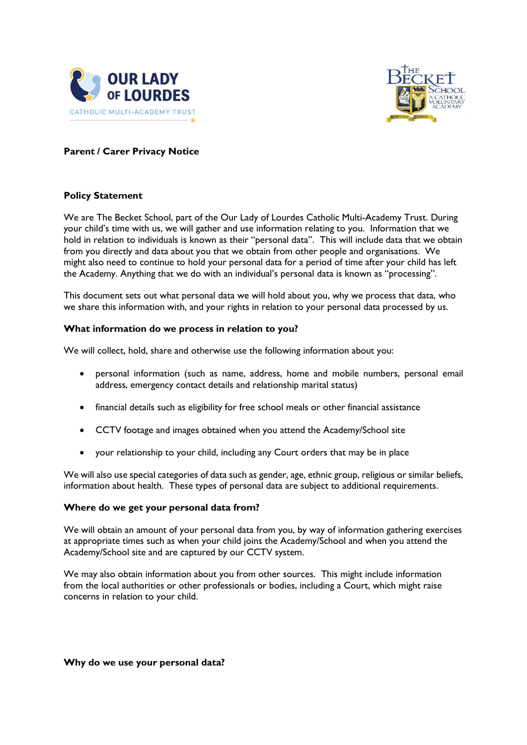# Parent / Carer Privacy Notice

## Policy Statement

We are The Becket School, part of the Our Lady of Lourdes Catholic Multi-Academy Trust. During your child's time with us, we will gather and use information relating to you. Information that we hold in relation to individuals is known as their "personal data". This will include data that we obtain from you directly and data about you that we obtain from other people and organisations. We might also need to continue to hold your personal data for a period of time after your child has left the Academy. Anything that we do with an individual's personal data is known as "processing".

This document sets out what personal data we will hold about you, why we process that data, who we share this information with, and your rights in relation to your personal data processed by us.

## What information do we process in relation to you?

We will collect, hold, share and otherwise use the following information about you:

- personal information (such as name, address, home and mobile numbers, personal email address, emergency contact details and relationship marital status)
- financial details such as eligibility for free school meals or other financial assistance
- CCTV footage and images obtained when you attend the Academy/School site
- your relationship to your child, including any Court orders that may be in place

We will also use special categories of data such as gender, age, ethnic group, religious or similar beliefs, information about health. These types of personal data are subject to additional requirements.

## Where do we get your personal data from?

We will obtain an amount of your personal data from you, by way of information gathering exercises at appropriate times such as when your child joins the Academy/School and when you attend the Academy/School site and are captured by our CCTV system.

We may also obtain information about you from other sources. This might include information from the local authorities or other professionals or bodies, including a Court, which might raise concerns in relation to your child.

## Why do we use your personal data?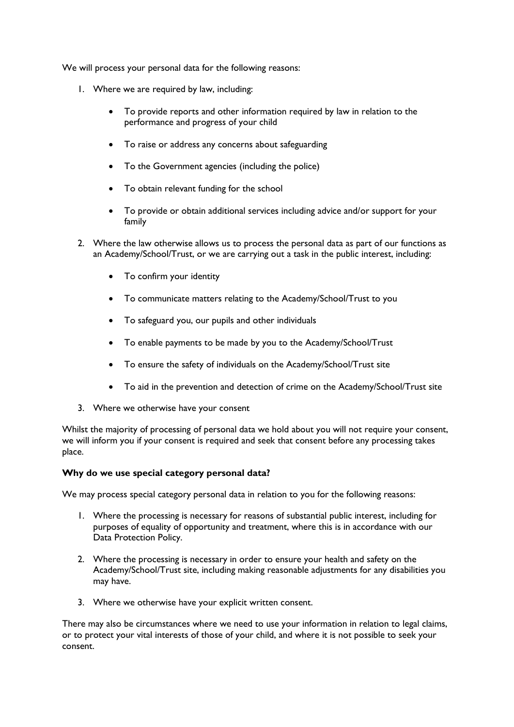We will process your personal data for the following reasons:

1. Where we are required by law, including:

   - To provide reports and other information required by law in relation to the performance and progress of your child
   - To raise or address any concerns about safeguarding
   - To the Government agencies (including the police)
   - To obtain relevant funding for the school
   - To provide or obtain additional services including advice and/or support for your family

2. Where the law otherwise allows us to process the personal data as part of our functions as an Academy/School/Trust, or we are carrying out a task in the public interest, including:

   - To confirm your identity
   - To communicate matters relating to the Academy/School/Trust to you
   - To safeguard you, our pupils and other individuals
   - To enable payments to be made by you to the Academy/School/Trust
   - To ensure the safety of individuals on the Academy/School/Trust site
   - To aid in the prevention and detection of crime on the Academy/School/Trust site

3. Where we otherwise have your consent

Whilst the majority of processing of personal data we hold about you will not require your consent, we will inform you if your consent is required and seek that consent before any processing takes place.

**Why do we use special category personal data?**

We may process special category personal data in relation to you for the following reasons:

1. Where the processing is necessary for reasons of substantial public interest, including for purposes of equality of opportunity and treatment, where this is in accordance with our Data Protection Policy.

2. Where the processing is necessary in order to ensure your health and safety on the Academy/School/Trust site, including making reasonable adjustments for any disabilities you may have.

3. Where we otherwise have your explicit written consent.

There may also be circumstances where we need to use your information in relation to legal claims, or to protect your vital interests of those of your child, and where it is not possible to seek your consent.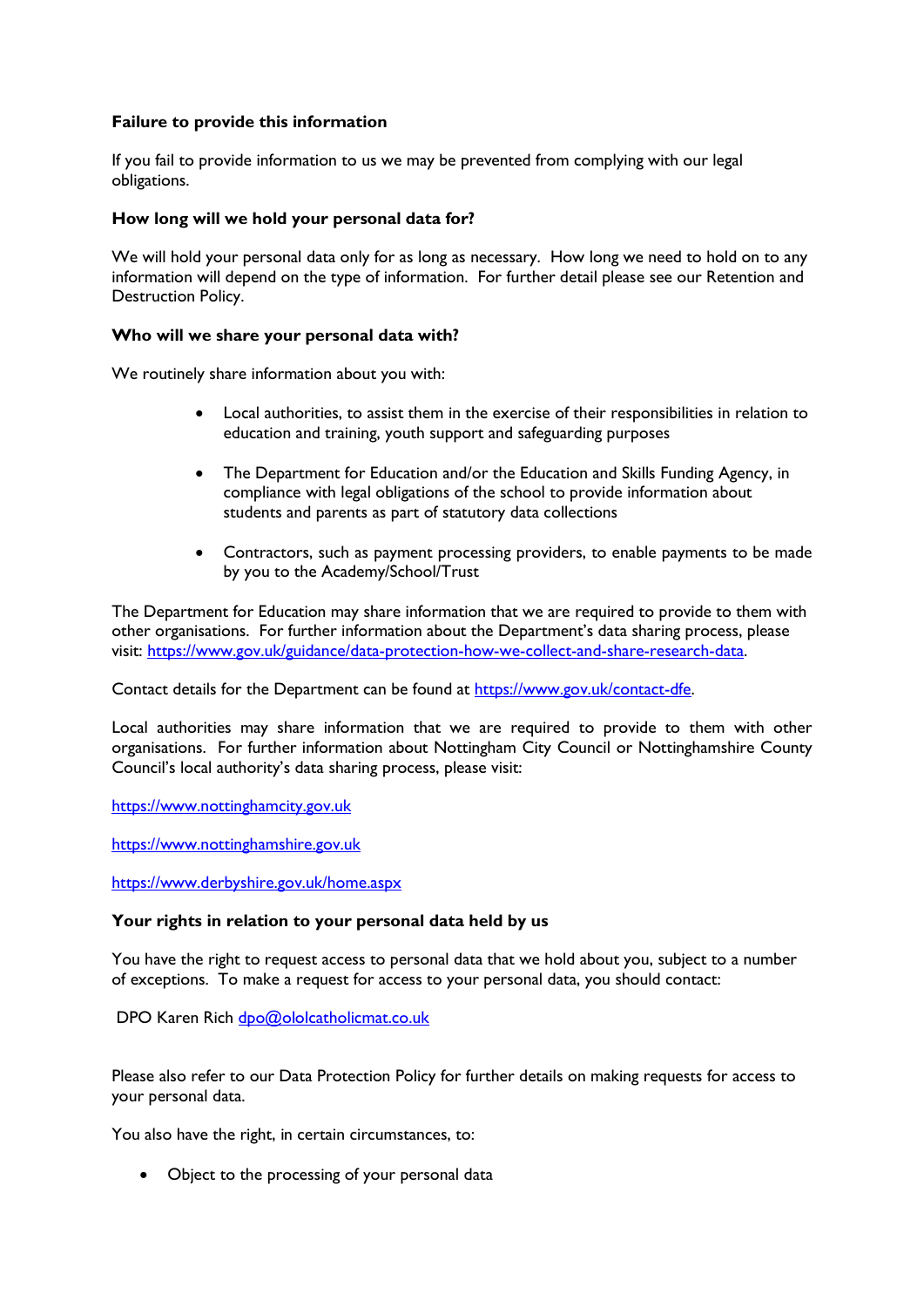**Failure to provide this information**

If you fail to provide information to us we may be prevented from complying with our legal obligations.

**How long will we hold your personal data for?**

We will hold your personal data only for as long as necessary. How long we need to hold on to any information will depend on the type of information. For further detail please see our Retention and Destruction Policy.

**Who will we share your personal data with?**

We routinely share information about you with:

- Local authorities, to assist them in the exercise of their responsibilities in relation to education and training, youth support and safeguarding purposes
- The Department for Education and/or the Education and Skills Funding Agency, in compliance with legal obligations of the school to provide information about students and parents as part of statutory data collections
- Contractors, such as payment processing providers, to enable payments to be made by you to the Academy/School/Trust

The Department for Education may share information that we are required to provide to them with other organisations. For further information about the Department's data sharing process, please visit: https://www.gov.uk/guidance/data-protection-how-we-collect-and-share-research-data.

Contact details for the Department can be found at https://www.gov.uk/contact-dfe.

Local authorities may share information that we are required to provide to them with other organisations. For further information about Nottingham City Council or Nottinghamshire County Council's local authority's data sharing process, please visit:

https://www.nottinghamcity.gov.uk

https://www.nottinghamshire.gov.uk

https://www.derbyshire.gov.uk/home.aspx

**Your rights in relation to your personal data held by us**

You have the right to request access to personal data that we hold about you, subject to a number of exceptions. To make a request for access to your personal data, you should contact:

DPO Karen Rich dpo@ololcatholicmat.co.uk

Please also refer to our Data Protection Policy for further details on making requests for access to your personal data.

You also have the right, in certain circumstances, to:

- Object to the processing of your personal data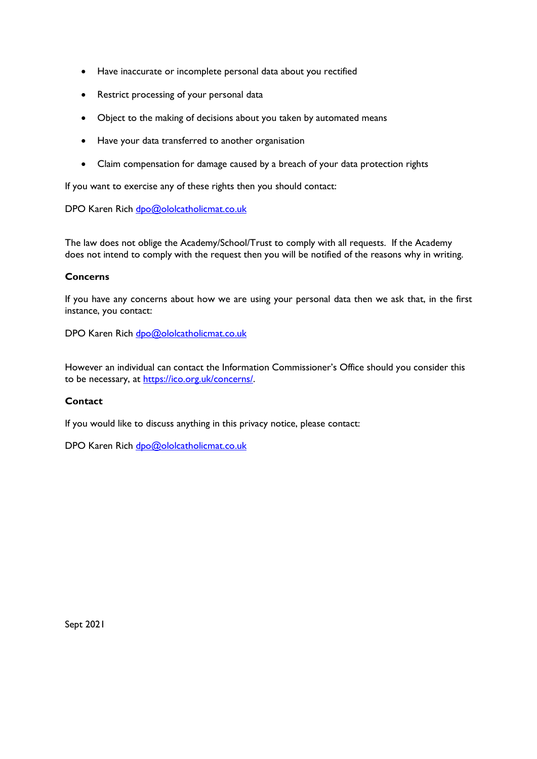- Have inaccurate or incomplete personal data about you rectified
- Restrict processing of your personal data
- Object to the making of decisions about you taken by automated means
- Have your data transferred to another organisation
- Claim compensation for damage caused by a breach of your data protection rights

If you want to exercise any of these rights then you should contact:

DPO Karen Rich dpo@ololcatholicmat.co.uk

The law does not oblige the Academy/School/Trust to comply with all requests. If the Academy does not intend to comply with the request then you will be notified of the reasons why in writing.

**Concerns**

If you have any concerns about how we are using your personal data then we ask that, in the first instance, you contact:

DPO Karen Rich dpo@ololcatholicmat.co.uk

However an individual can contact the Information Commissioner's Office should you consider this to be necessary, at https://ico.org.uk/concerns/.

**Contact**

If you would like to discuss anything in this privacy notice, please contact:

DPO Karen Rich dpo@ololcatholicmat.co.uk

Sept 2021